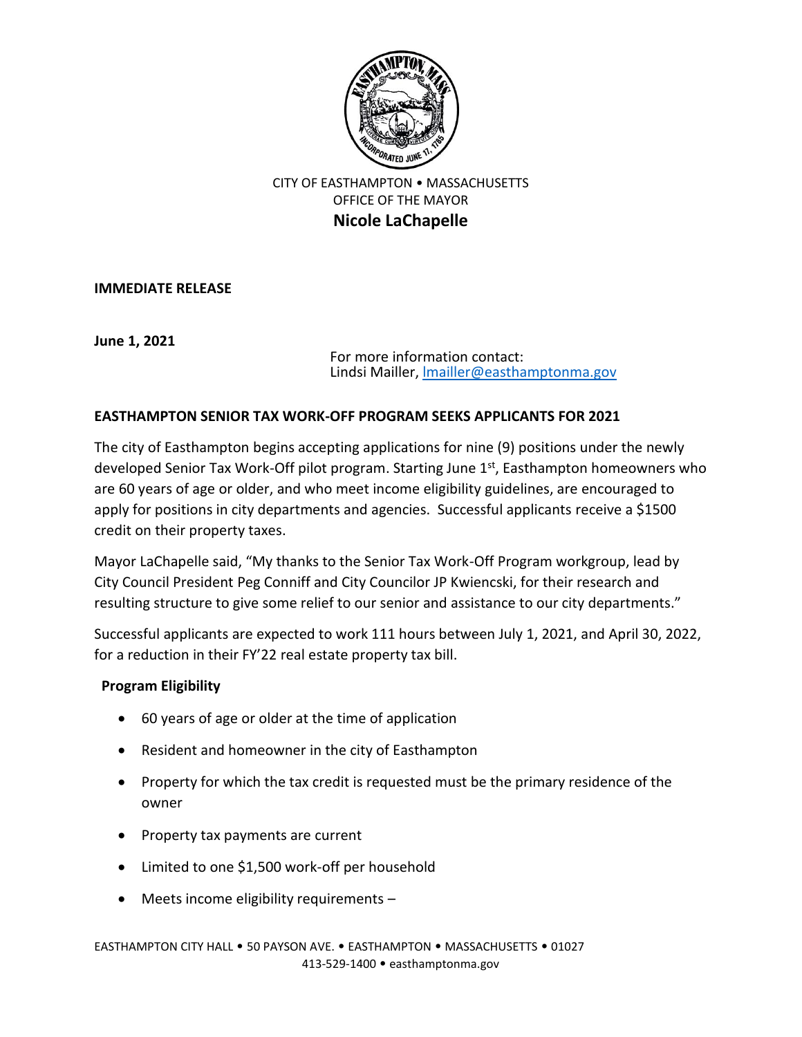CITY OF EASTHAMPTON • MASSACHUSETTS
OFFICE OF THE MAYOR
**Nicole LaChapelle**

**IMMEDIATE RELEASE**

**June 1, 2021**

For more information contact:
Lindsi Mailler, lmailler@easthamptonma.gov

**EASTHAMPTON SENIOR TAX WORK-OFF PROGRAM SEEKS APPLICANTS FOR 2021**

The city of Easthampton begins accepting applications for nine (9) positions under the newly developed Senior Tax Work-Off pilot program. Starting June 1st, Easthampton homeowners who are 60 years of age or older, and who meet income eligibility guidelines, are encouraged to apply for positions in city departments and agencies. Successful applicants receive a $1500 credit on their property taxes.

Mayor LaChapelle said, "My thanks to the Senior Tax Work-Off Program workgroup, lead by City Council President Peg Conniff and City Councilor JP Kwiencski, for their research and resulting structure to give some relief to our senior and assistance to our city departments."

Successful applicants are expected to work 111 hours between July 1, 2021, and April 30, 2022, for a reduction in their FY'22 real estate property tax bill.

**Program Eligibility**

- 60 years of age or older at the time of application
- Resident and homeowner in the city of Easthampton
- Property for which the tax credit is requested must be the primary residence of the owner
- Property tax payments are current
- Limited to one $1,500 work-off per household
- Meets income eligibility requirements –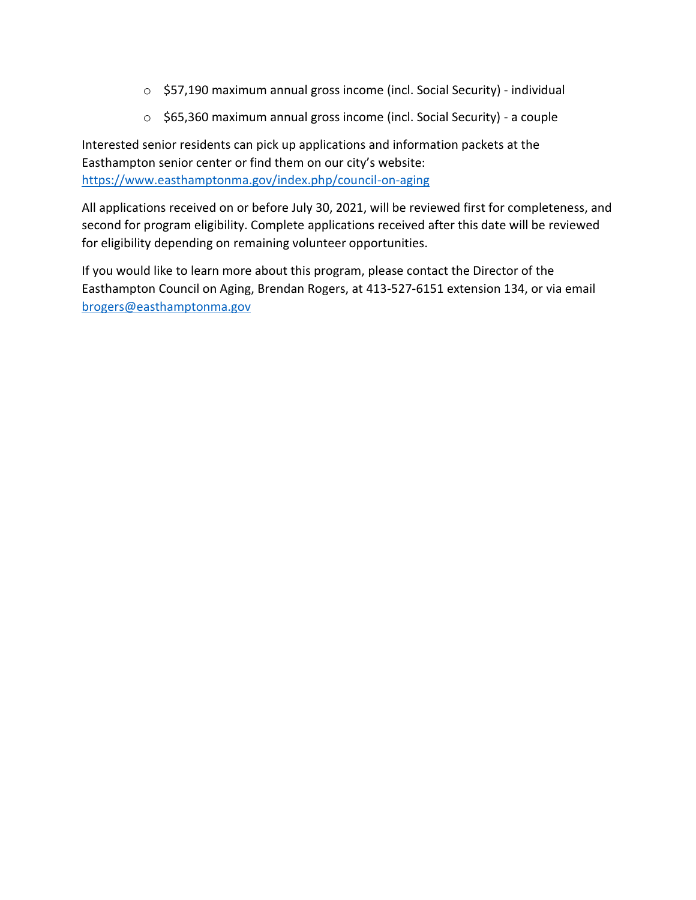- $57,190 maximum annual gross income (incl. Social Security) - individual
- $65,360 maximum annual gross income (incl. Social Security) - a couple

Interested senior residents can pick up applications and information packets at the Easthampton senior center or find them on our city's website: [https://www.easthamptonma.gov/index.php/council-on-aging](https://www.easthamptonma.gov/index.php/council-on-aging)

All applications received on or before July 30, 2021, will be reviewed first for completeness, and second for program eligibility. Complete applications received after this date will be reviewed for eligibility depending on remaining volunteer opportunities.

If you would like to learn more about this program, please contact the Director of the Easthampton Council on Aging, Brendan Rogers, at 413-527-6151 extension 134, or via email [brogers@easthamptonma.gov](mailto:brogers@easthamptonma.gov)